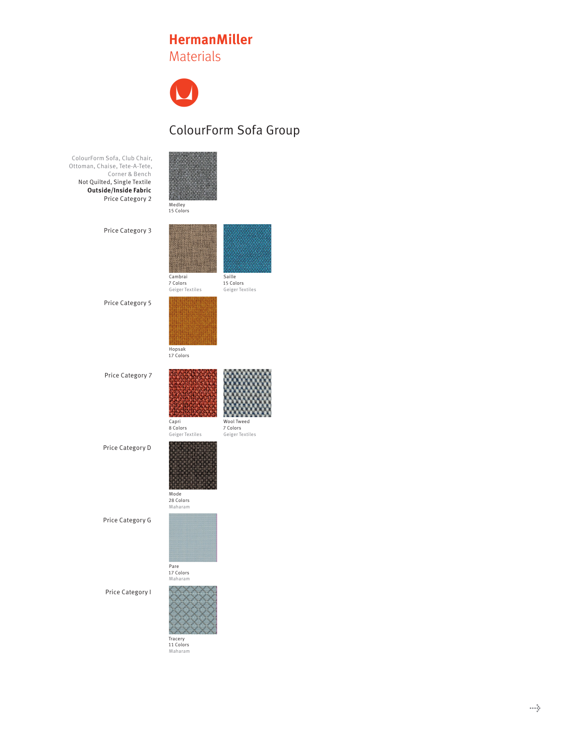# HermanMiller
## Materials

## ColourForm Sofa Group

ColourForm Sofa, Club Chair, Ottoman, Chaise, Tete-A-Tete, Corner & Bench
Not Quilted, Single Textile
**Outside/Inside Fabric**

Price Category 2

Medley
15 Colors

Price Category 3

Cambrai
7 Colors
Geiger Textiles

Saille
15 Colors
Geiger Textiles

Price Category 5

Hopsak
17 Colors

Price Category 7

Capri
8 Colors
Geiger Textiles

Wool Tweed
7 Colors
Geiger Textiles

Price Category D

Mode
28 Colors
Maharam

Price Category G

Pare
17 Colors
Maharam

Price Category I

Tracery
11 Colors
Maharam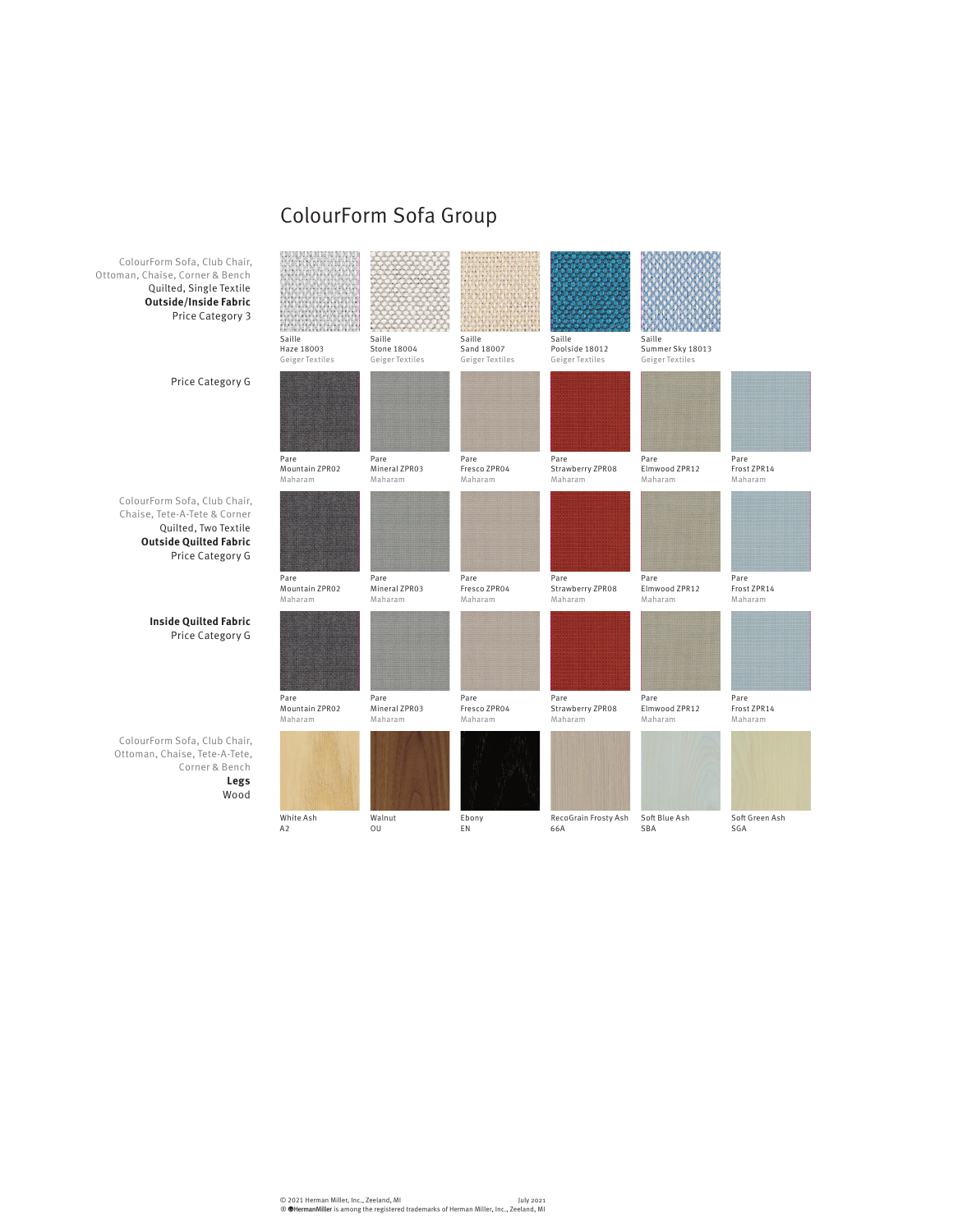# ColourForm Sofa Group

ColourForm Sofa, Club Chair, Ottoman, Chaise, Corner & Bench
Quilted, Single Textile
**Outside/Inside Fabric**
Price Category 3

Saille
Haze 18003
Geiger Textiles

Saille
Stone 18004
Geiger Textiles

Saille
Sand 18007
Geiger Textiles

Saille
Poolside 18012
Geiger Textiles

Saille
Summer Sky 18013
Geiger Textiles

Price Category G

Pare
Mountain ZPR02
Maharam

Pare
Mineral ZPR03
Maharam

Pare
Fresco ZPR04
Maharam

Pare
Strawberry ZPR08
Maharam

Pare
Elmwood ZPR12
Maharam

Pare
Frost ZPR14
Maharam

ColourForm Sofa, Club Chair, Chaise, Tete-A-Tete & Corner
Quilted, Two Textile
**Outside Quilted Fabric**
Price Category G

Pare
Mountain ZPR02
Maharam

Pare
Mineral ZPR03
Maharam

Pare
Fresco ZPR04
Maharam

Pare
Strawberry ZPR08
Maharam

Pare
Elmwood ZPR12
Maharam

Pare
Frost ZPR14
Maharam

**Inside Quilted Fabric**
Price Category G

Pare
Mountain ZPR02
Maharam

Pare
Mineral ZPR03
Maharam

Pare
Fresco ZPR04
Maharam

Pare
Strawberry ZPR08
Maharam

Pare
Elmwood ZPR12
Maharam

Pare
Frost ZPR14
Maharam

ColourForm Sofa, Club Chair, Ottoman, Chaise, Tete-A-Tete, Corner & Bench
**Legs**
Wood

White Ash
A2

Walnut
OU

Ebony
EN

RecoGrain Frosty Ash
66A

Soft Blue Ash
SBA

Soft Green Ash
SGA

© 2021 Herman Miller, Inc., Zeeland, MI July 2021
® HermanMiller is among the registered trademarks of Herman Miller, Inc., Zeeland, MI